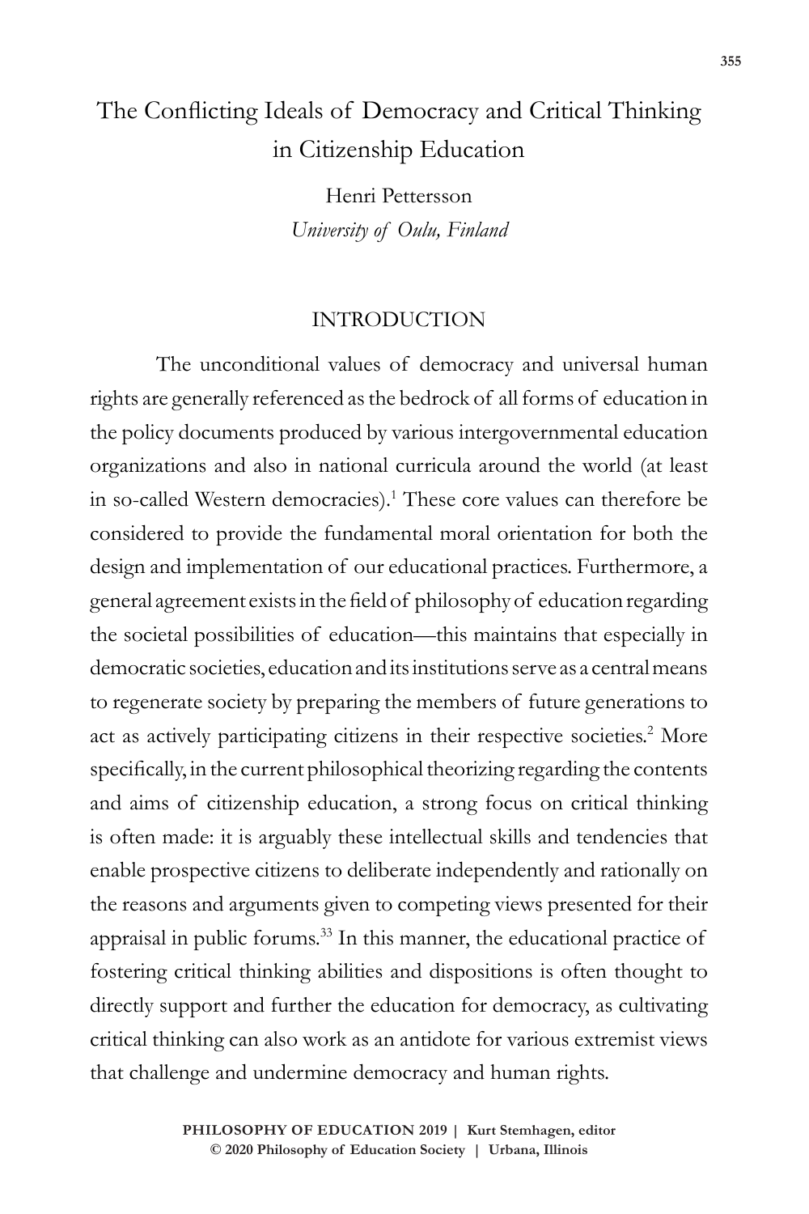# The Conflicting Ideals of Democracy and Critical Thinking in Citizenship Education

Henri Pettersson

*University of Oulu, Finland*

## INTRODUCTION

The unconditional values of democracy and universal human rights are generally referenced as the bedrock of all forms of education in the policy documents produced by various intergovernmental education organizations and also in national curricula around the world (at least in so-called Western democracies).[1] These core values can therefore be considered to provide the fundamental moral orientation for both the design and implementation of our educational practices. Furthermore, a general agreement exists in the field of philosophy of education regarding the societal possibilities of education—this maintains that especially in democratic societies, education and its institutions serve as a central means to regenerate society by preparing the members of future generations to act as actively participating citizens in their respective societies.[2] More specifically, in the current philosophical theorizing regarding the contents and aims of citizenship education, a strong focus on critical thinking is often made: it is arguably these intellectual skills and tendencies that enable prospective citizens to deliberate independently and rationally on the reasons and arguments given to competing views presented for their appraisal in public forums.[33] In this manner, the educational practice of fostering critical thinking abilities and dispositions is often thought to directly support and further the education for democracy, as cultivating critical thinking can also work as an antidote for various extremist views that challenge and undermine democracy and human rights.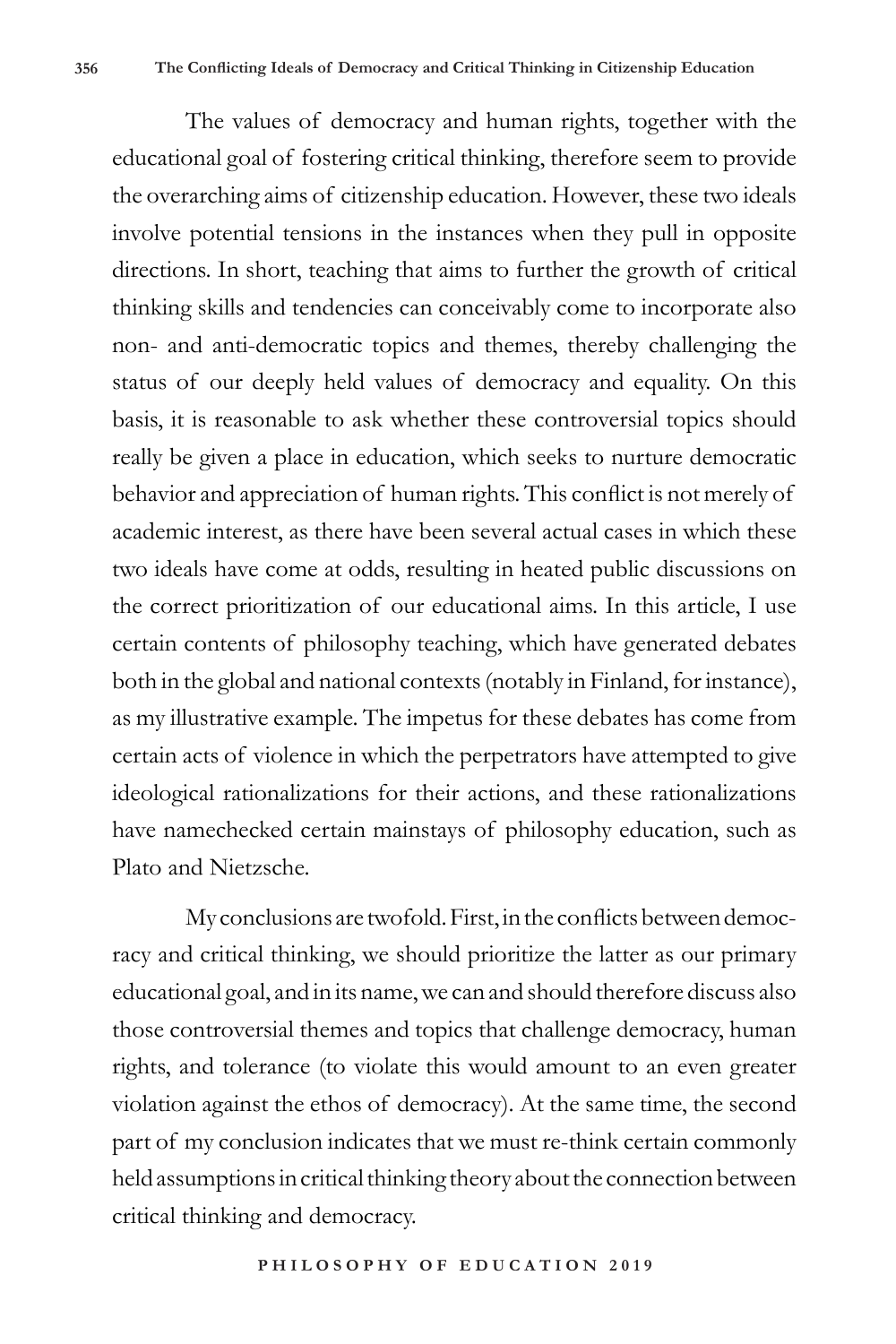The values of democracy and human rights, together with the educational goal of fostering critical thinking, therefore seem to provide the overarching aims of citizenship education. However, these two ideals involve potential tensions in the instances when they pull in opposite directions. In short, teaching that aims to further the growth of critical thinking skills and tendencies can conceivably come to incorporate also non- and anti-democratic topics and themes, thereby challenging the status of our deeply held values of democracy and equality. On this basis, it is reasonable to ask whether these controversial topics should really be given a place in education, which seeks to nurture democratic behavior and appreciation of human rights. This conflict is not merely of academic interest, as there have been several actual cases in which these two ideals have come at odds, resulting in heated public discussions on the correct prioritization of our educational aims. In this article, I use certain contents of philosophy teaching, which have generated debates both in the global and national contexts (notably in Finland, for instance), as my illustrative example. The impetus for these debates has come from certain acts of violence in which the perpetrators have attempted to give ideological rationalizations for their actions, and these rationalizations have namechecked certain mainstays of philosophy education, such as Plato and Nietzsche.

My conclusions are twofold. First, in the conflicts between democracy and critical thinking, we should prioritize the latter as our primary educational goal, and in its name, we can and should therefore discuss also those controversial themes and topics that challenge democracy, human rights, and tolerance (to violate this would amount to an even greater violation against the ethos of democracy). At the same time, the second part of my conclusion indicates that we must re-think certain commonly held assumptions in critical thinking theory about the connection between critical thinking and democracy.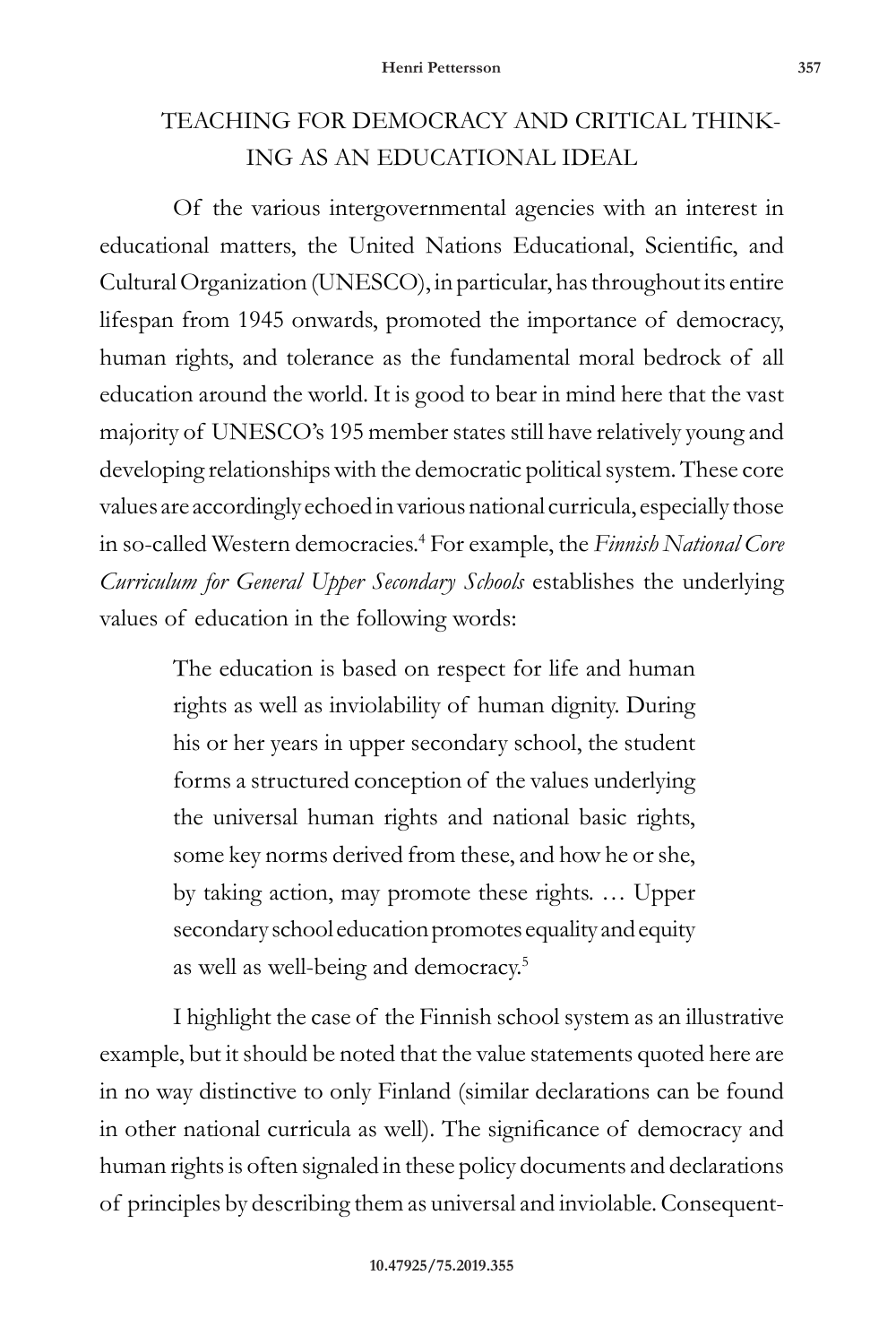## TEACHING FOR DEMOCRACY AND CRITICAL THINKING AS AN EDUCATIONAL IDEAL

Of the various intergovernmental agencies with an interest in educational matters, the United Nations Educational, Scientific, and Cultural Organization (UNESCO), in particular, has throughout its entire lifespan from 1945 onwards, promoted the importance of democracy, human rights, and tolerance as the fundamental moral bedrock of all education around the world. It is good to bear in mind here that the vast majority of UNESCO's 195 member states still have relatively young and developing relationships with the democratic political system. These core values are accordingly echoed in various national curricula, especially those in so-called Western democracies.[4] For example, the *Finnish National Core Curriculum for General Upper Secondary Schools* establishes the underlying values of education in the following words:

> The education is based on respect for life and human rights as well as inviolability of human dignity. During his or her years in upper secondary school, the student forms a structured conception of the values underlying the universal human rights and national basic rights, some key norms derived from these, and how he or she, by taking action, may promote these rights. … Upper secondary school education promotes equality and equity as well as well-being and democracy.[5]

I highlight the case of the Finnish school system as an illustrative example, but it should be noted that the value statements quoted here are in no way distinctive to only Finland (similar declarations can be found in other national curricula as well). The significance of democracy and human rights is often signaled in these policy documents and declarations of principles by describing them as universal and inviolable. Consequent-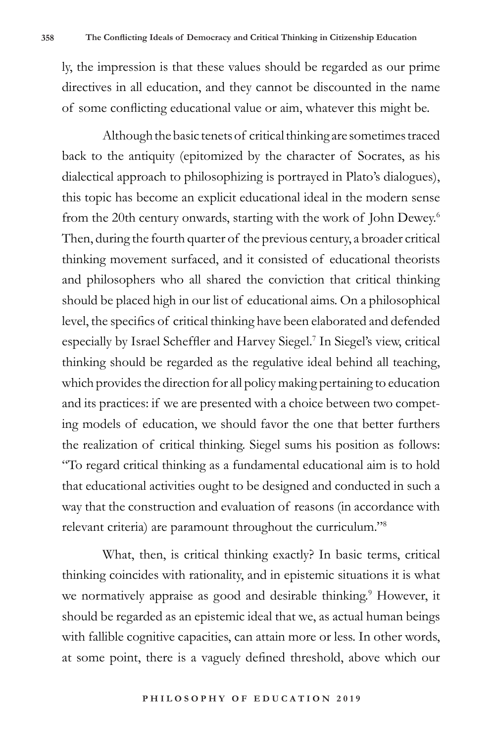ly, the impression is that these values should be regarded as our prime directives in all education, and they cannot be discounted in the name of some conflicting educational value or aim, whatever this might be.

Although the basic tenets of critical thinking are sometimes traced back to the antiquity (epitomized by the character of Socrates, as his dialectical approach to philosophizing is portrayed in Plato's dialogues), this topic has become an explicit educational ideal in the modern sense from the 20th century onwards, starting with the work of John Dewey.[6] Then, during the fourth quarter of the previous century, a broader critical thinking movement surfaced, and it consisted of educational theorists and philosophers who all shared the conviction that critical thinking should be placed high in our list of educational aims. On a philosophical level, the specifics of critical thinking have been elaborated and defended especially by Israel Scheffler and Harvey Siegel.[7] In Siegel's view, critical thinking should be regarded as the regulative ideal behind all teaching, which provides the direction for all policy making pertaining to education and its practices: if we are presented with a choice between two competing models of education, we should favor the one that better furthers the realization of critical thinking. Siegel sums his position as follows: "To regard critical thinking as a fundamental educational aim is to hold that educational activities ought to be designed and conducted in such a way that the construction and evaluation of reasons (in accordance with relevant criteria) are paramount throughout the curriculum."[8]

What, then, is critical thinking exactly? In basic terms, critical thinking coincides with rationality, and in epistemic situations it is what we normatively appraise as good and desirable thinking.[9] However, it should be regarded as an epistemic ideal that we, as actual human beings with fallible cognitive capacities, can attain more or less. In other words, at some point, there is a vaguely defined threshold, above which our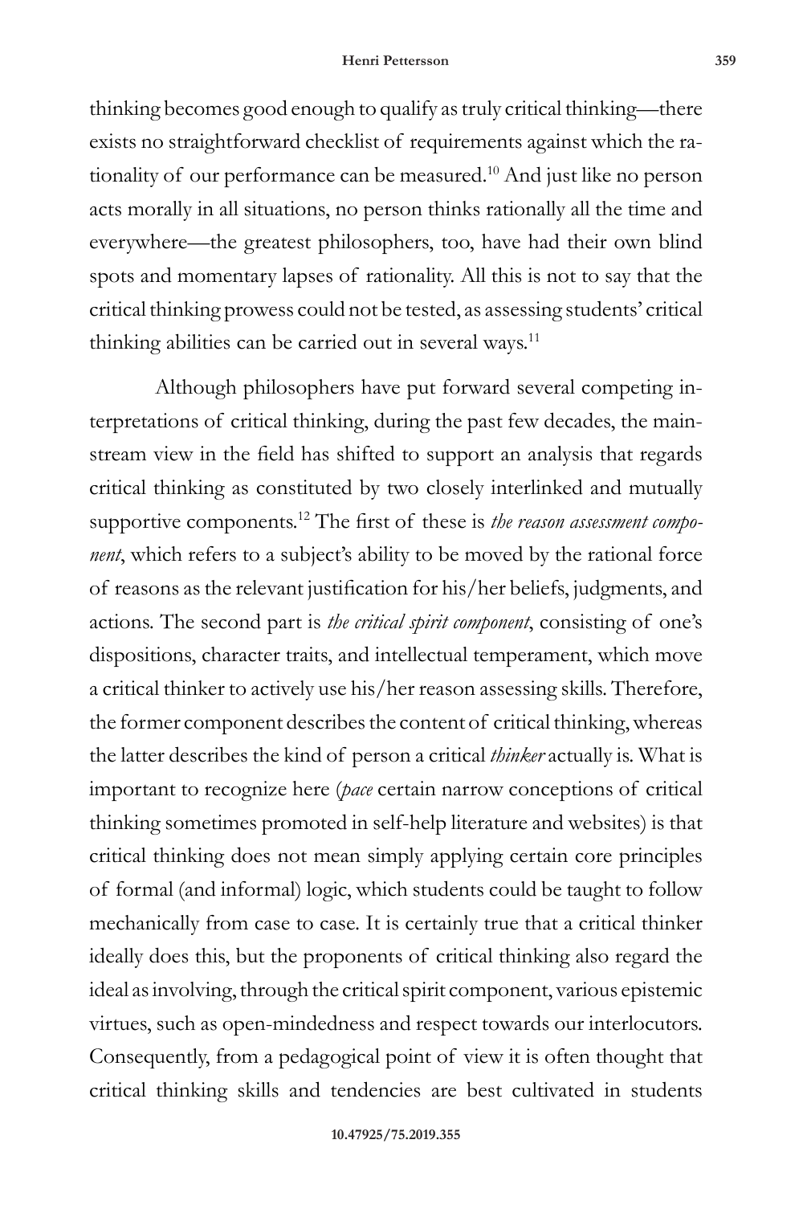thinking becomes good enough to qualify as truly critical thinking—there exists no straightforward checklist of requirements against which the rationality of our performance can be measured.[10] And just like no person acts morally in all situations, no person thinks rationally all the time and everywhere—the greatest philosophers, too, have had their own blind spots and momentary lapses of rationality. All this is not to say that the critical thinking prowess could not be tested, as assessing students' critical thinking abilities can be carried out in several ways.[11]

Although philosophers have put forward several competing interpretations of critical thinking, during the past few decades, the mainstream view in the field has shifted to support an analysis that regards critical thinking as constituted by two closely interlinked and mutually supportive components.[12] The first of these is *the reason assessment component*, which refers to a subject's ability to be moved by the rational force of reasons as the relevant justification for his/her beliefs, judgments, and actions. The second part is *the critical spirit component*, consisting of one's dispositions, character traits, and intellectual temperament, which move a critical thinker to actively use his/her reason assessing skills. Therefore, the former component describes the content of critical thinking, whereas the latter describes the kind of person a critical *thinker* actually is. What is important to recognize here (*pace* certain narrow conceptions of critical thinking sometimes promoted in self-help literature and websites) is that critical thinking does not mean simply applying certain core principles of formal (and informal) logic, which students could be taught to follow mechanically from case to case. It is certainly true that a critical thinker ideally does this, but the proponents of critical thinking also regard the ideal as involving, through the critical spirit component, various epistemic virtues, such as open-mindedness and respect towards our interlocutors. Consequently, from a pedagogical point of view it is often thought that critical thinking skills and tendencies are best cultivated in students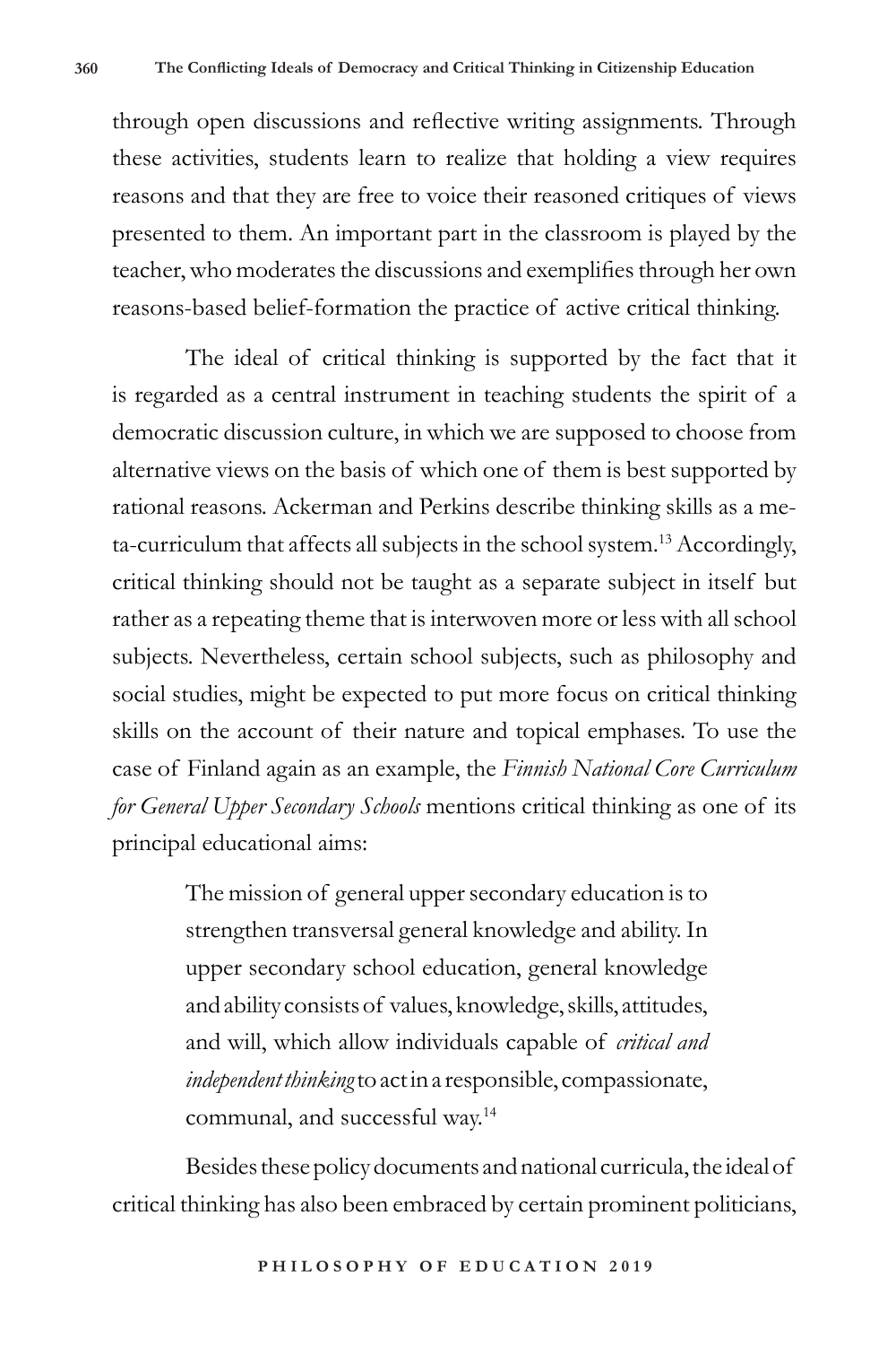through open discussions and reflective writing assignments. Through these activities, students learn to realize that holding a view requires reasons and that they are free to voice their reasoned critiques of views presented to them. An important part in the classroom is played by the teacher, who moderates the discussions and exemplifies through her own reasons-based belief-formation the practice of active critical thinking.

The ideal of critical thinking is supported by the fact that it is regarded as a central instrument in teaching students the spirit of a democratic discussion culture, in which we are supposed to choose from alternative views on the basis of which one of them is best supported by rational reasons. Ackerman and Perkins describe thinking skills as a meta-curriculum that affects all subjects in the school system.[13] Accordingly, critical thinking should not be taught as a separate subject in itself but rather as a repeating theme that is interwoven more or less with all school subjects. Nevertheless, certain school subjects, such as philosophy and social studies, might be expected to put more focus on critical thinking skills on the account of their nature and topical emphases. To use the case of Finland again as an example, the *Finnish National Core Curriculum for General Upper Secondary Schools* mentions critical thinking as one of its principal educational aims:

> The mission of general upper secondary education is to strengthen transversal general knowledge and ability. In upper secondary school education, general knowledge and ability consists of values, knowledge, skills, attitudes, and will, which allow individuals capable of *critical and independent thinking* to act in a responsible, compassionate, communal, and successful way.[14]

Besides these policy documents and national curricula, the ideal of critical thinking has also been embraced by certain prominent politicians,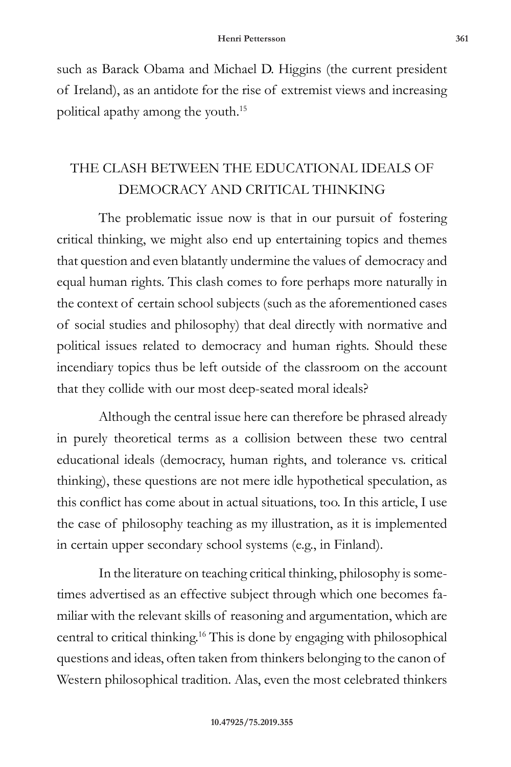such as Barack Obama and Michael D. Higgins (the current president of Ireland), as an antidote for the rise of extremist views and increasing political apathy among the youth.[15]

## THE CLASH BETWEEN THE EDUCATIONAL IDEALS OF DEMOCRACY AND CRITICAL THINKING

The problematic issue now is that in our pursuit of fostering critical thinking, we might also end up entertaining topics and themes that question and even blatantly undermine the values of democracy and equal human rights. This clash comes to fore perhaps more naturally in the context of certain school subjects (such as the aforementioned cases of social studies and philosophy) that deal directly with normative and political issues related to democracy and human rights. Should these incendiary topics thus be left outside of the classroom on the account that they collide with our most deep-seated moral ideals?

Although the central issue here can therefore be phrased already in purely theoretical terms as a collision between these two central educational ideals (democracy, human rights, and tolerance vs. critical thinking), these questions are not mere idle hypothetical speculation, as this conflict has come about in actual situations, too. In this article, I use the case of philosophy teaching as my illustration, as it is implemented in certain upper secondary school systems (e.g., in Finland).

In the literature on teaching critical thinking, philosophy is sometimes advertised as an effective subject through which one becomes familiar with the relevant skills of reasoning and argumentation, which are central to critical thinking.[16] This is done by engaging with philosophical questions and ideas, often taken from thinkers belonging to the canon of Western philosophical tradition. Alas, even the most celebrated thinkers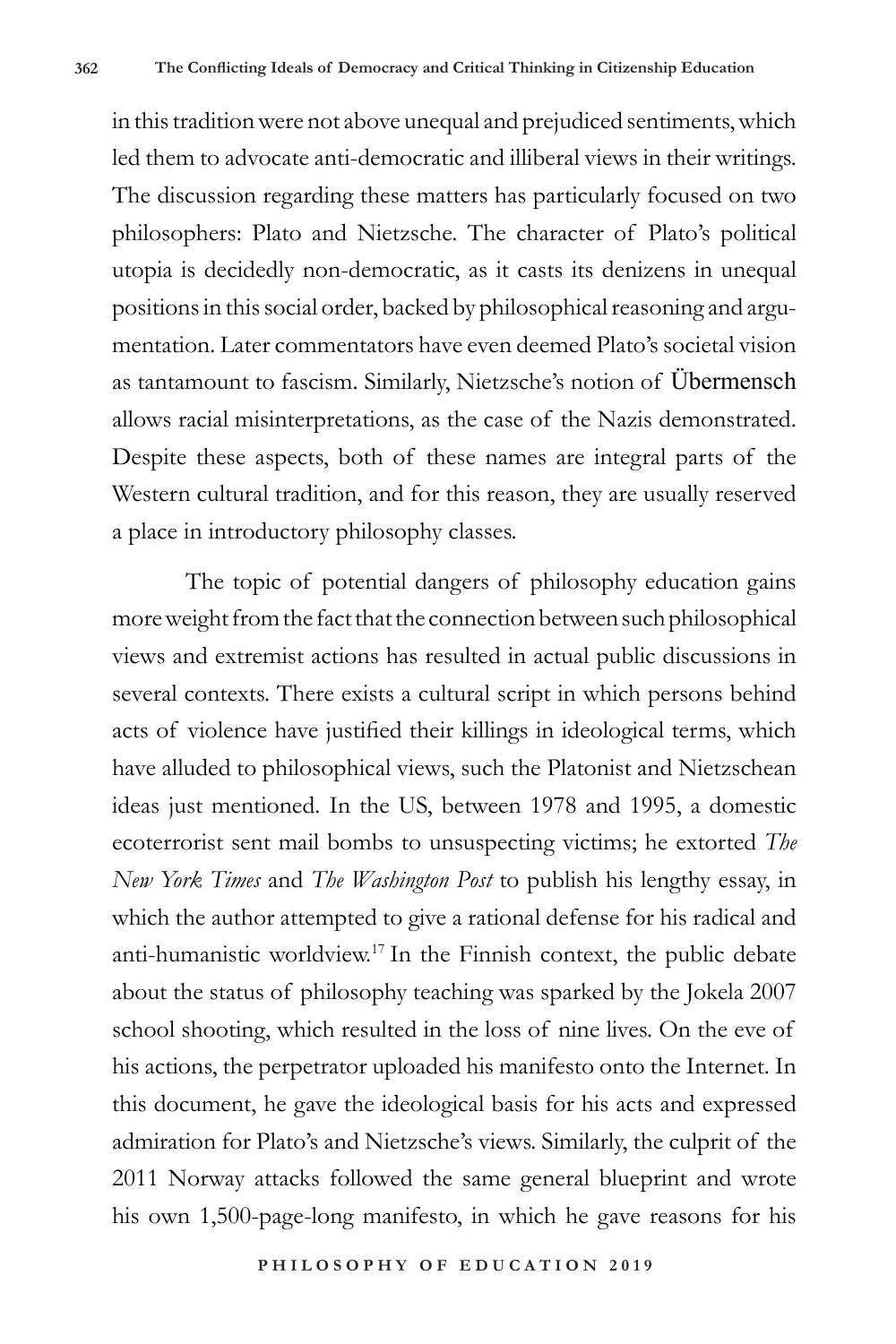in this tradition were not above unequal and prejudiced sentiments, which led them to advocate anti-democratic and illiberal views in their writings. The discussion regarding these matters has particularly focused on two philosophers: Plato and Nietzsche. The character of Plato's political utopia is decidedly non-democratic, as it casts its denizens in unequal positions in this social order, backed by philosophical reasoning and argumentation. Later commentators have even deemed Plato's societal vision as tantamount to fascism. Similarly, Nietzsche's notion of Übermensch allows racial misinterpretations, as the case of the Nazis demonstrated. Despite these aspects, both of these names are integral parts of the Western cultural tradition, and for this reason, they are usually reserved a place in introductory philosophy classes.

The topic of potential dangers of philosophy education gains more weight from the fact that the connection between such philosophical views and extremist actions has resulted in actual public discussions in several contexts. There exists a cultural script in which persons behind acts of violence have justified their killings in ideological terms, which have alluded to philosophical views, such the Platonist and Nietzschean ideas just mentioned. In the US, between 1978 and 1995, a domestic ecoterrorist sent mail bombs to unsuspecting victims; he extorted *The New York Times* and *The Washington Post* to publish his lengthy essay, in which the author attempted to give a rational defense for his radical and anti-humanistic worldview.[17] In the Finnish context, the public debate about the status of philosophy teaching was sparked by the Jokela 2007 school shooting, which resulted in the loss of nine lives. On the eve of his actions, the perpetrator uploaded his manifesto onto the Internet. In this document, he gave the ideological basis for his acts and expressed admiration for Plato's and Nietzsche's views. Similarly, the culprit of the 2011 Norway attacks followed the same general blueprint and wrote his own 1,500-page-long manifesto, in which he gave reasons for his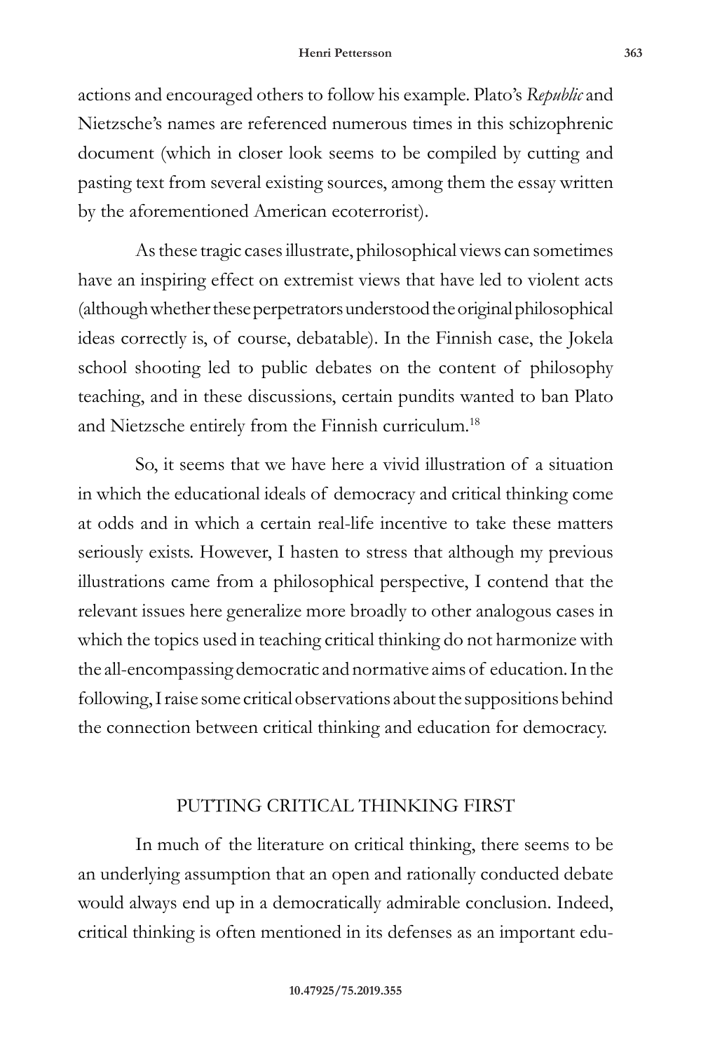actions and encouraged others to follow his example. Plato's *Republic* and Nietzsche's names are referenced numerous times in this schizophrenic document (which in closer look seems to be compiled by cutting and pasting text from several existing sources, among them the essay written by the aforementioned American ecoterrorist).

As these tragic cases illustrate, philosophical views can sometimes have an inspiring effect on extremist views that have led to violent acts (although whether these perpetrators understood the original philosophical ideas correctly is, of course, debatable). In the Finnish case, the Jokela school shooting led to public debates on the content of philosophy teaching, and in these discussions, certain pundits wanted to ban Plato and Nietzsche entirely from the Finnish curriculum.[18]

So, it seems that we have here a vivid illustration of a situation in which the educational ideals of democracy and critical thinking come at odds and in which a certain real-life incentive to take these matters seriously exists. However, I hasten to stress that although my previous illustrations came from a philosophical perspective, I contend that the relevant issues here generalize more broadly to other analogous cases in which the topics used in teaching critical thinking do not harmonize with the all-encompassing democratic and normative aims of education. In the following, I raise some critical observations about the suppositions behind the connection between critical thinking and education for democracy.

## PUTTING CRITICAL THINKING FIRST

In much of the literature on critical thinking, there seems to be an underlying assumption that an open and rationally conducted debate would always end up in a democratically admirable conclusion. Indeed, critical thinking is often mentioned in its defenses as an important edu-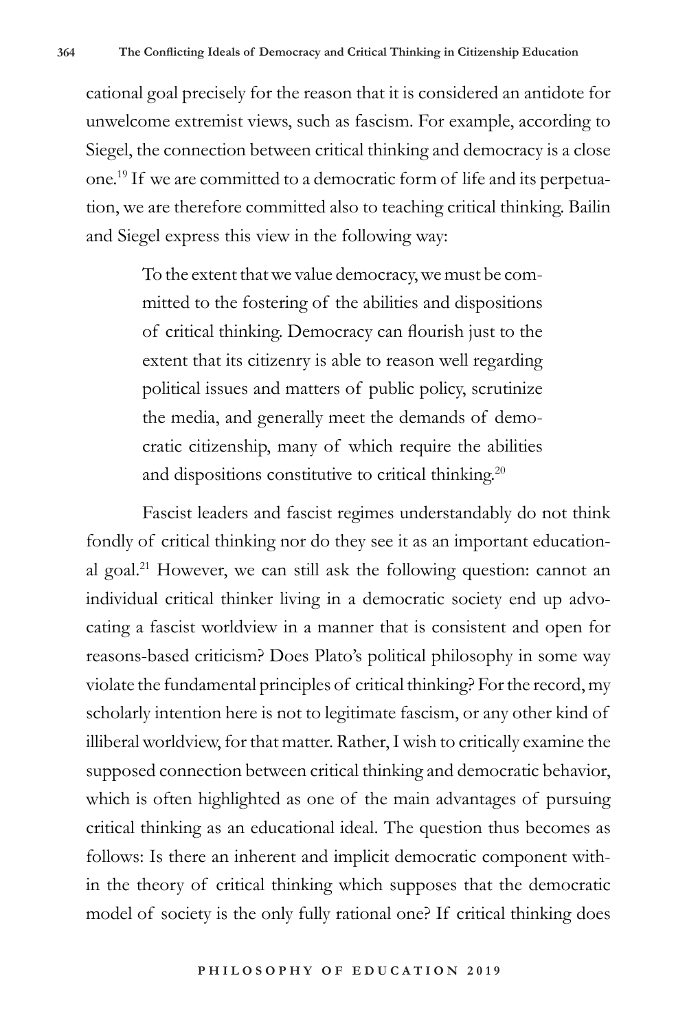cational goal precisely for the reason that it is considered an antidote for unwelcome extremist views, such as fascism. For example, according to Siegel, the connection between critical thinking and democracy is a close one.[19] If we are committed to a democratic form of life and its perpetuation, we are therefore committed also to teaching critical thinking. Bailin and Siegel express this view in the following way:

> To the extent that we value democracy, we must be committed to the fostering of the abilities and dispositions of critical thinking. Democracy can flourish just to the extent that its citizenry is able to reason well regarding political issues and matters of public policy, scrutinize the media, and generally meet the demands of democratic citizenship, many of which require the abilities and dispositions constitutive to critical thinking.[20]

Fascist leaders and fascist regimes understandably do not think fondly of critical thinking nor do they see it as an important educational goal.[21] However, we can still ask the following question: cannot an individual critical thinker living in a democratic society end up advocating a fascist worldview in a manner that is consistent and open for reasons-based criticism? Does Plato's political philosophy in some way violate the fundamental principles of critical thinking? For the record, my scholarly intention here is not to legitimate fascism, or any other kind of illiberal worldview, for that matter. Rather, I wish to critically examine the supposed connection between critical thinking and democratic behavior, which is often highlighted as one of the main advantages of pursuing critical thinking as an educational ideal. The question thus becomes as follows: Is there an inherent and implicit democratic component within the theory of critical thinking which supposes that the democratic model of society is the only fully rational one? If critical thinking does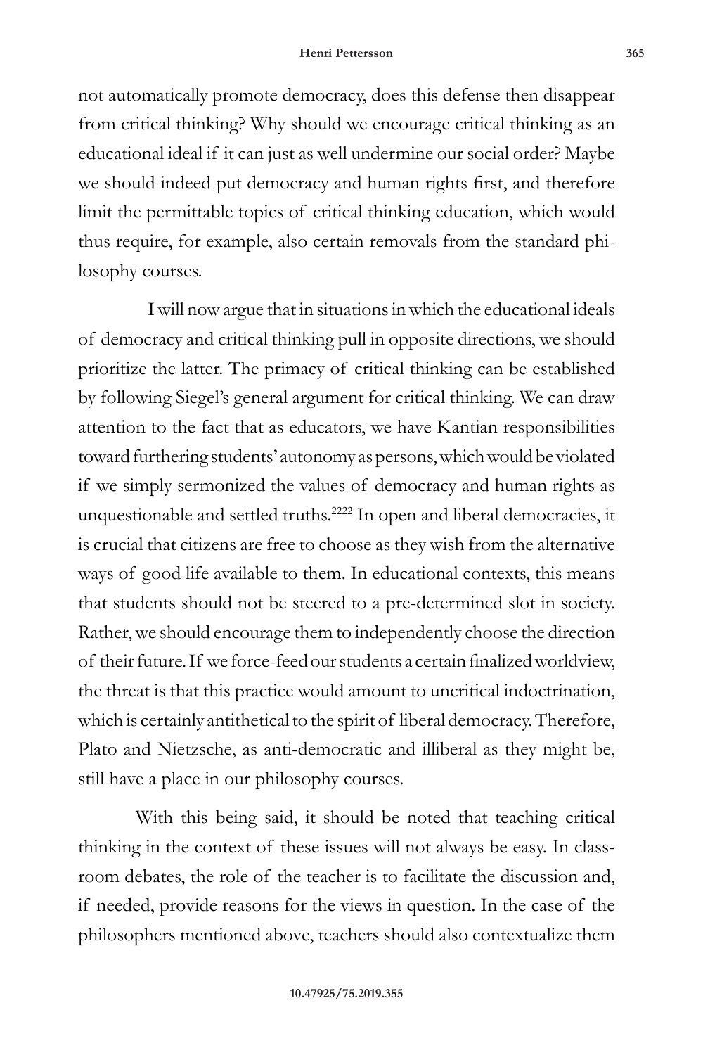not automatically promote democracy, does this defense then disappear from critical thinking? Why should we encourage critical thinking as an educational ideal if it can just as well undermine our social order? Maybe we should indeed put democracy and human rights first, and therefore limit the permittable topics of critical thinking education, which would thus require, for example, also certain removals from the standard philosophy courses.

I will now argue that in situations in which the educational ideals of democracy and critical thinking pull in opposite directions, we should prioritize the latter. The primacy of critical thinking can be established by following Siegel's general argument for critical thinking. We can draw attention to the fact that as educators, we have Kantian responsibilities toward furthering students' autonomy as persons, which would be violated if we simply sermonized the values of democracy and human rights as unquestionable and settled truths.[2222] In open and liberal democracies, it is crucial that citizens are free to choose as they wish from the alternative ways of good life available to them. In educational contexts, this means that students should not be steered to a pre-determined slot in society. Rather, we should encourage them to independently choose the direction of their future. If we force-feed our students a certain finalized worldview, the threat is that this practice would amount to uncritical indoctrination, which is certainly antithetical to the spirit of liberal democracy. Therefore, Plato and Nietzsche, as anti-democratic and illiberal as they might be, still have a place in our philosophy courses.

With this being said, it should be noted that teaching critical thinking in the context of these issues will not always be easy. In classroom debates, the role of the teacher is to facilitate the discussion and, if needed, provide reasons for the views in question. In the case of the philosophers mentioned above, teachers should also contextualize them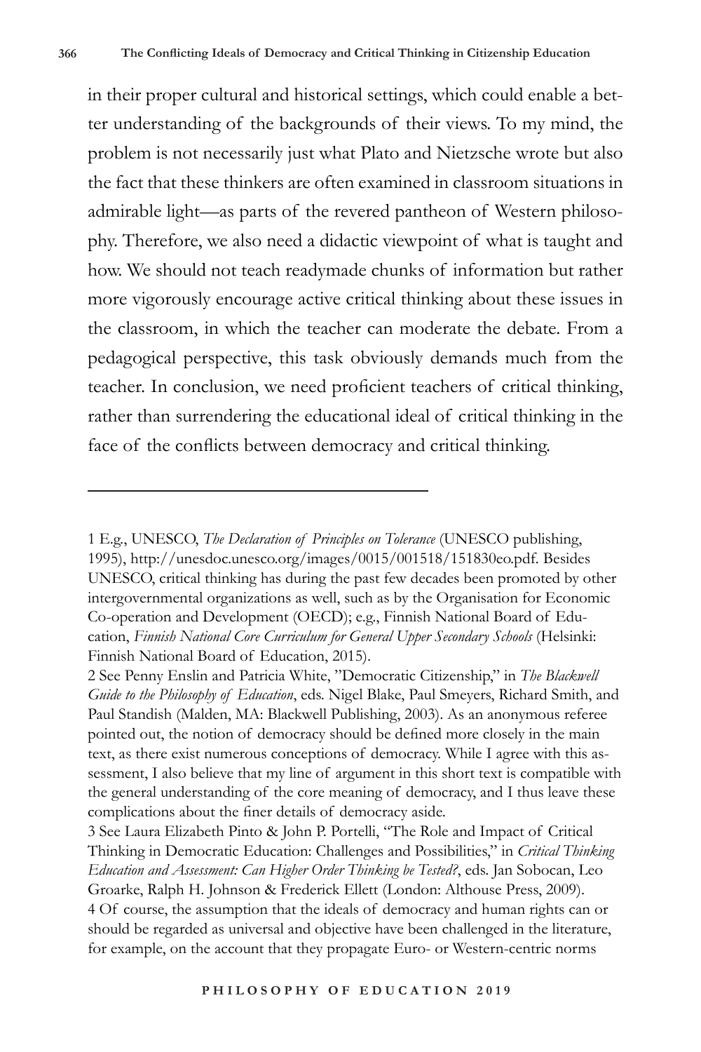in their proper cultural and historical settings, which could enable a better understanding of the backgrounds of their views. To my mind, the problem is not necessarily just what Plato and Nietzsche wrote but also the fact that these thinkers are often examined in classroom situations in admirable light—as parts of the revered pantheon of Western philosophy. Therefore, we also need a didactic viewpoint of what is taught and how. We should not teach readymade chunks of information but rather more vigorously encourage active critical thinking about these issues in the classroom, in which the teacher can moderate the debate. From a pedagogical perspective, this task obviously demands much from the teacher. In conclusion, we need proficient teachers of critical thinking, rather than surrendering the educational ideal of critical thinking in the face of the conflicts between democracy and critical thinking.

---

1 E.g., UNESCO, *The Declaration of Principles on Tolerance* (UNESCO publishing, 1995), http://unesdoc.unesco.org/images/0015/001518/151830eo.pdf. Besides UNESCO, critical thinking has during the past few decades been promoted by other intergovernmental organizations as well, such as by the Organisation for Economic Co-operation and Development (OECD); e.g., Finnish National Board of Education, *Finnish National Core Curriculum for General Upper Secondary Schools* (Helsinki: Finnish National Board of Education, 2015).

2 See Penny Enslin and Patricia White, "Democratic Citizenship," in *The Blackwell Guide to the Philosophy of Education*, eds. Nigel Blake, Paul Smeyers, Richard Smith, and Paul Standish (Malden, MA: Blackwell Publishing, 2003). As an anonymous referee pointed out, the notion of democracy should be defined more closely in the main text, as there exist numerous conceptions of democracy. While I agree with this assessment, I also believe that my line of argument in this short text is compatible with the general understanding of the core meaning of democracy, and I thus leave these complications about the finer details of democracy aside.

3 See Laura Elizabeth Pinto & John P. Portelli, "The Role and Impact of Critical Thinking in Democratic Education: Challenges and Possibilities," in *Critical Thinking Education and Assessment: Can Higher Order Thinking be Tested?*, eds. Jan Sobocan, Leo Groarke, Ralph H. Johnson & Frederick Ellett (London: Althouse Press, 2009).

4 Of course, the assumption that the ideals of democracy and human rights can or should be regarded as universal and objective have been challenged in the literature, for example, on the account that they propagate Euro- or Western-centric norms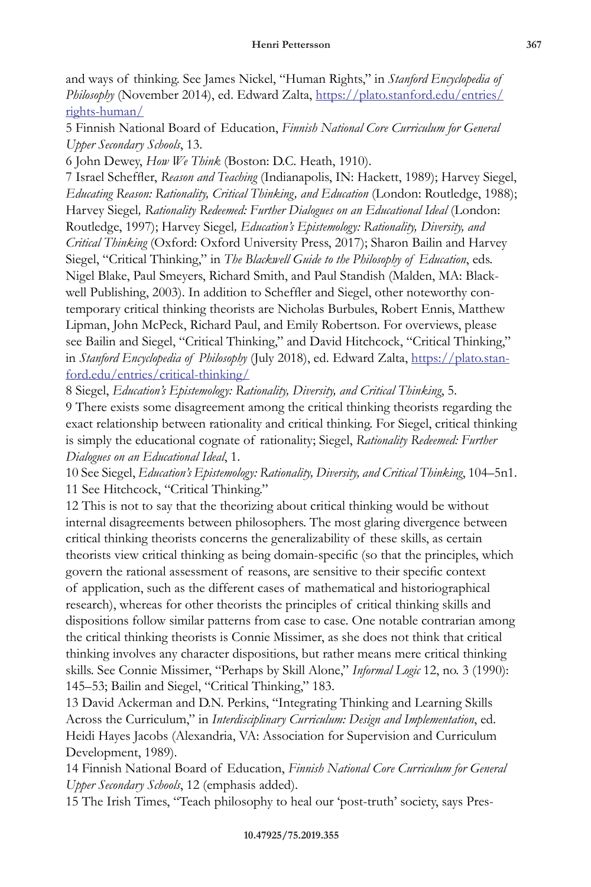and ways of thinking. See James Nickel, "Human Rights," in *Stanford Encyclopedia of Philosophy* (November 2014), ed. Edward Zalta, https://plato.stanford.edu/entries/rights-human/

5 Finnish National Board of Education, *Finnish National Core Curriculum for General Upper Secondary Schools*, 13.

6 John Dewey, *How We Think* (Boston: D.C. Heath, 1910).

7 Israel Scheffler, *Reason and Teaching* (Indianapolis, IN: Hackett, 1989); Harvey Siegel, *Educating Reason: Rationality, Critical Thinking, and Education* (London: Routledge, 1988); Harvey Siegel, *Rationality Redeemed: Further Dialogues on an Educational Ideal* (London: Routledge, 1997); Harvey Siegel, *Education's Epistemology: Rationality, Diversity, and Critical Thinking* (Oxford: Oxford University Press, 2017); Sharon Bailin and Harvey Siegel, "Critical Thinking," in *The Blackwell Guide to the Philosophy of Education*, eds. Nigel Blake, Paul Smeyers, Richard Smith, and Paul Standish (Malden, MA: Blackwell Publishing, 2003). In addition to Scheffler and Siegel, other noteworthy contemporary critical thinking theorists are Nicholas Burbules, Robert Ennis, Matthew Lipman, John McPeck, Richard Paul, and Emily Robertson. For overviews, please see Bailin and Siegel, "Critical Thinking," and David Hitchcock, "Critical Thinking," in *Stanford Encyclopedia of Philosophy* (July 2018), ed. Edward Zalta, https://plato.stanford.edu/entries/critical-thinking/

8 Siegel, *Education's Epistemology: Rationality, Diversity, and Critical Thinking*, 5.

9 There exists some disagreement among the critical thinking theorists regarding the exact relationship between rationality and critical thinking. For Siegel, critical thinking is simply the educational cognate of rationality; Siegel, *Rationality Redeemed: Further Dialogues on an Educational Ideal*, 1.

10 See Siegel, *Education's Epistemology: Rationality, Diversity, and Critical Thinking*, 104–5n1.

11 See Hitchcock, "Critical Thinking."

12 This is not to say that the theorizing about critical thinking would be without internal disagreements between philosophers. The most glaring divergence between critical thinking theorists concerns the generalizability of these skills, as certain theorists view critical thinking as being domain-specific (so that the principles, which govern the rational assessment of reasons, are sensitive to their specific context of application, such as the different cases of mathematical and historiographical research), whereas for other theorists the principles of critical thinking skills and dispositions follow similar patterns from case to case. One notable contrarian among the critical thinking theorists is Connie Missimer, as she does not think that critical thinking involves any character dispositions, but rather means mere critical thinking skills. See Connie Missimer, "Perhaps by Skill Alone," *Informal Logic* 12, no. 3 (1990): 145–53; Bailin and Siegel, "Critical Thinking," 183.

13 David Ackerman and D.N. Perkins, "Integrating Thinking and Learning Skills Across the Curriculum," in *Interdisciplinary Curriculum: Design and Implementation*, ed. Heidi Hayes Jacobs (Alexandria, VA: Association for Supervision and Curriculum Development, 1989).

14 Finnish National Board of Education, *Finnish National Core Curriculum for General Upper Secondary Schools*, 12 (emphasis added).

15 The Irish Times, "Teach philosophy to heal our 'post-truth' society, says Pres-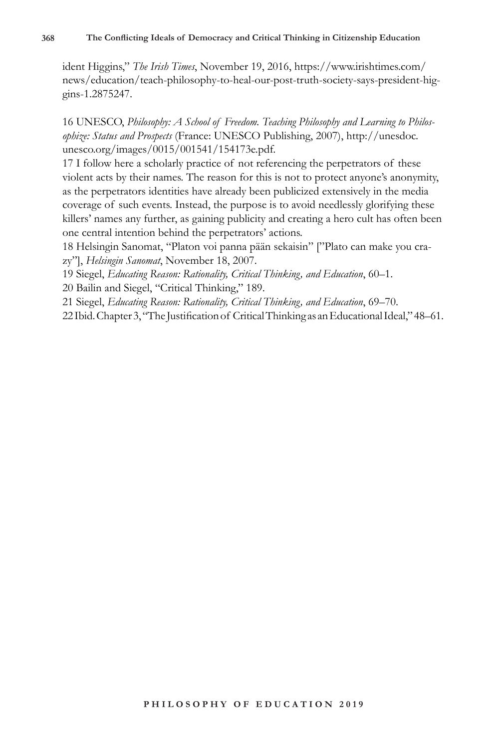ident Higgins," *The Irish Times*, November 19, 2016, https://www.irishtimes.com/news/education/teach-philosophy-to-heal-our-post-truth-society-says-president-higgins-1.2875247.

16 UNESCO, *Philosophy: A School of Freedom. Teaching Philosophy and Learning to Philosophize: Status and Prospects* (France: UNESCO Publishing, 2007), http://unesdoc.unesco.org/images/0015/001541/154173e.pdf.

17 I follow here a scholarly practice of not referencing the perpetrators of these violent acts by their names. The reason for this is not to protect anyone's anonymity, as the perpetrators identities have already been publicized extensively in the media coverage of such events. Instead, the purpose is to avoid needlessly glorifying these killers' names any further, as gaining publicity and creating a hero cult has often been one central intention behind the perpetrators' actions.

18 Helsingin Sanomat, "Platon voi panna pään sekaisin" ["Plato can make you crazy"], *Helsingin Sanomat*, November 18, 2007.

19 Siegel, *Educating Reason: Rationality, Critical Thinking, and Education*, 60–1.

20 Bailin and Siegel, "Critical Thinking," 189.

21 Siegel, *Educating Reason: Rationality, Critical Thinking, and Education*, 69–70.

22 Ibid. Chapter 3, "The Justification of Critical Thinking as an Educational Ideal," 48–61.